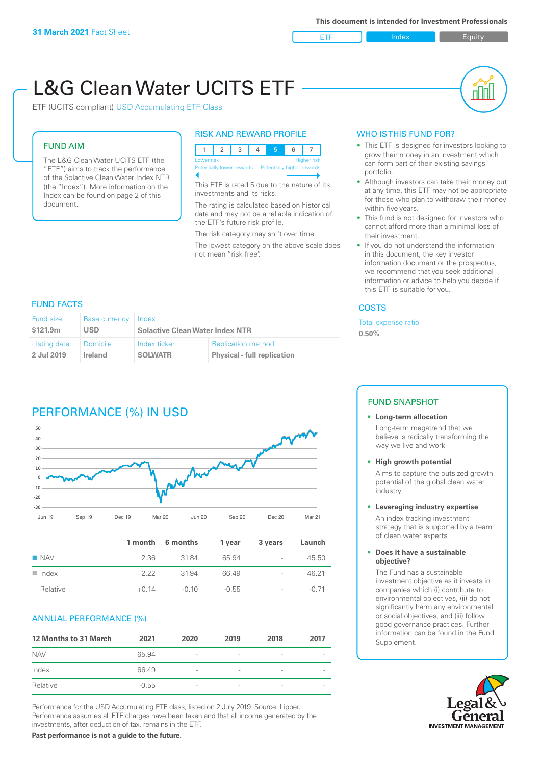**31 March 2021** Fact Sheet

This document is intended for Investment Professionals

ETF | Index | Equity

# L&G Clean Water UCITS ETF

ETF (UCITS compliant) USD Accumulating ETF Class

## FUND AIM

The L&G Clean Water UCITS ETF (the "ETF") aims to track the performance of the Solactive Clean Water Index NTR (the "Index"). More information on the Index can be found on page 2 of this document.

## RISK AND REWARD PROFILE

| 1 | 2 | 3 | 4 | 5 | 6 | 7 |
|---|---|---|---|---|---|---|

Lower risk — Higher risk
Potentially lower rewards — Potentially higher rewards

This ETF is rated 5 due to the nature of its investments and its risks.

The rating is calculated based on historical data and may not be a reliable indication of the ETF's future risk profile.

The risk category may shift over time.

The lowest category on the above scale does not mean "risk free".

## WHO IS THIS FUND FOR?

- This ETF is designed for investors looking to grow their money in an investment which can form part of their existing savings portfolio.
- Although investors can take their money out at any time, this ETF may not be appropriate for those who plan to withdraw their money within five years.
- This fund is not designed for investors who cannot afford more than a minimal loss of their investment.
- If you do not understand the information in this document, the key investor information document or the prospectus, we recommend that you seek additional information or advice to help you decide if this ETF is suitable for you.

## FUND FACTS

| Fund size | Base currency | Index | |
|---|---|---|---|
| **$121.9m** | **USD** | **Solactive Clean Water Index NTR** | |
| **Listing date** | **Domicile** | **Index ticker** | **Replication method** |
| **2 Jul 2019** | **Ireland** | **SOLWATR** | **Physical - full replication** |

## COSTS

Total expense ratio
**0.50%**

## PERFORMANCE (%) IN USD

| | 1 month | 6 months | 1 year | 3 years | Launch |
|---|---|---|---|---|---|
| NAV | 2.36 | 31.84 | 65.94 | - | 45.50 |
| Index | 2.22 | 31.94 | 66.49 | - | 46.21 |
| Relative | +0.14 | -0.10 | -0.55 | - | -0.71 |

## ANNUAL PERFORMANCE (%)

| 12 Months to 31 March | 2021 | 2020 | 2019 | 2018 | 2017 |
|---|---|---|---|---|---|
| NAV | 65.94 | - | - | - | - |
| Index | 66.49 | - | - | - | - |
| Relative | -0.55 | - | - | - | - |

Performance for the USD Accumulating ETF class, listed on 2 July 2019. Source: Lipper. Performance assumes all ETF charges have been taken and that all income generated by the investments, after deduction of tax, remains in the ETF.

**Past performance is not a guide to the future.**

## FUND SNAPSHOT

- **Long-term allocation**
  Long-term megatrend that we believe is radically transforming the way we live and work
- **High growth potential**
  Aims to capture the outsized growth potential of the global clean water industry
- **Leveraging industry expertise**
  An index tracking investment strategy that is supported by a team of clean water experts
- **Does it have a sustainable objective?**
  The Fund has a sustainable investment objective as it invests in companies which (i) contribute to environmental objectives, (ii) do not significantly harm any environmental or social objectives, and (iii) follow good governance practices. Further information can be found in the Fund Supplement.

Legal & General INVESTMENT MANAGEMENT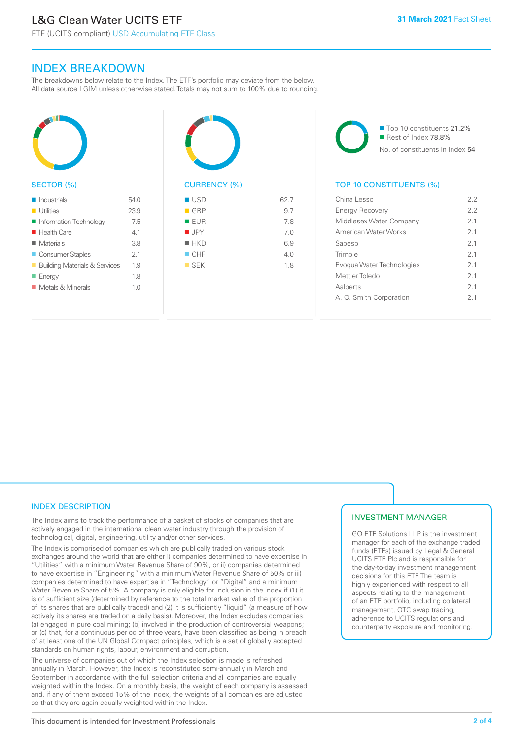# L&G Clean Water UCITS ETF

ETF (UCITS compliant) USD Accumulating ETF Class

**31 March 2021** Fact Sheet

## INDEX BREAKDOWN

The breakdowns below relate to the Index. The ETF's portfolio may deviate from the below. All data source LGIM unless otherwise stated. Totals may not sum to 100% due to rounding.

### SECTOR (%)

| Sector | % |
|---|---|
| Industrials | 54.0 |
| Utilities | 23.9 |
| Information Technology | 7.5 |
| Health Care | 4.1 |
| Materials | 3.8 |
| Consumer Staples | 2.1 |
| Building Materials & Services | 1.9 |
| Energy | 1.8 |
| Metals & Minerals | 1.0 |

### CURRENCY (%)

| Currency | % |
|---|---|
| USD | 62.7 |
| GBP | 9.7 |
| EUR | 7.8 |
| JPY | 7.0 |
| HKD | 6.9 |
| CHF | 4.0 |
| SEK | 1.8 |

- Top 10 constituents 21.2%
- Rest of Index 78.8%

No. of constituents in Index 54

### TOP 10 CONSTITUENTS (%)

| Constituent | % |
|---|---|
| China Lesso | 2.2 |
| Energy Recovery | 2.2 |
| Middlesex Water Company | 2.1 |
| American Water Works | 2.1 |
| Sabesp | 2.1 |
| Trimble | 2.1 |
| Evoqua Water Technologies | 2.1 |
| Mettler Toledo | 2.1 |
| Aalberts | 2.1 |
| A. O. Smith Corporation | 2.1 |

## INDEX DESCRIPTION

The Index aims to track the performance of a basket of stocks of companies that are actively engaged in the international clean water industry through the provision of technological, digital, engineering, utility and/or other services.

The Index is comprised of companies which are publically traded on various stock exchanges around the world that are either i) companies determined to have expertise in "Utilities" with a minimum Water Revenue Share of 90%, or ii) companies determined to have expertise in "Engineering" with a minimum Water Revenue Share of 50% or iii) companies determined to have expertise in "Technology" or "Digital" and a minimum Water Revenue Share of 5%. A company is only eligible for inclusion in the index if (1) it is of sufficient size (determined by reference to the total market value of the proportion of its shares that are publically traded) and (2) it is sufficiently "liquid" (a measure of how actively its shares are traded on a daily basis). Moreover, the Index excludes companies: (a) engaged in pure coal mining; (b) involved in the production of controversial weapons; or (c) that, for a continuous period of three years, have been classified as being in breach of at least one of the UN Global Compact principles, which is a set of globally accepted standards on human rights, labour, environment and corruption.

The universe of companies out of which the Index selection is made is refreshed annually in March. However, the Index is reconstituted semi-annually in March and September in accordance with the full selection criteria and all companies are equally weighted within the Index. On a monthly basis, the weight of each company is assessed and, if any of them exceed 15% of the index, the weights of all companies are adjusted so that they are again equally weighted within the Index.

## INVESTMENT MANAGER

GO ETF Solutions LLP is the investment manager for each of the exchange traded funds (ETFs) issued by Legal & General UCITS ETF Plc and is responsible for the day-to-day investment management decisions for this ETF. The team is highly experienced with respect to all aspects relating to the management of an ETF portfolio, including collateral management, OTC swap trading, adherence to UCITS regulations and counterparty exposure and monitoring.

This document is intended for Investment Professionals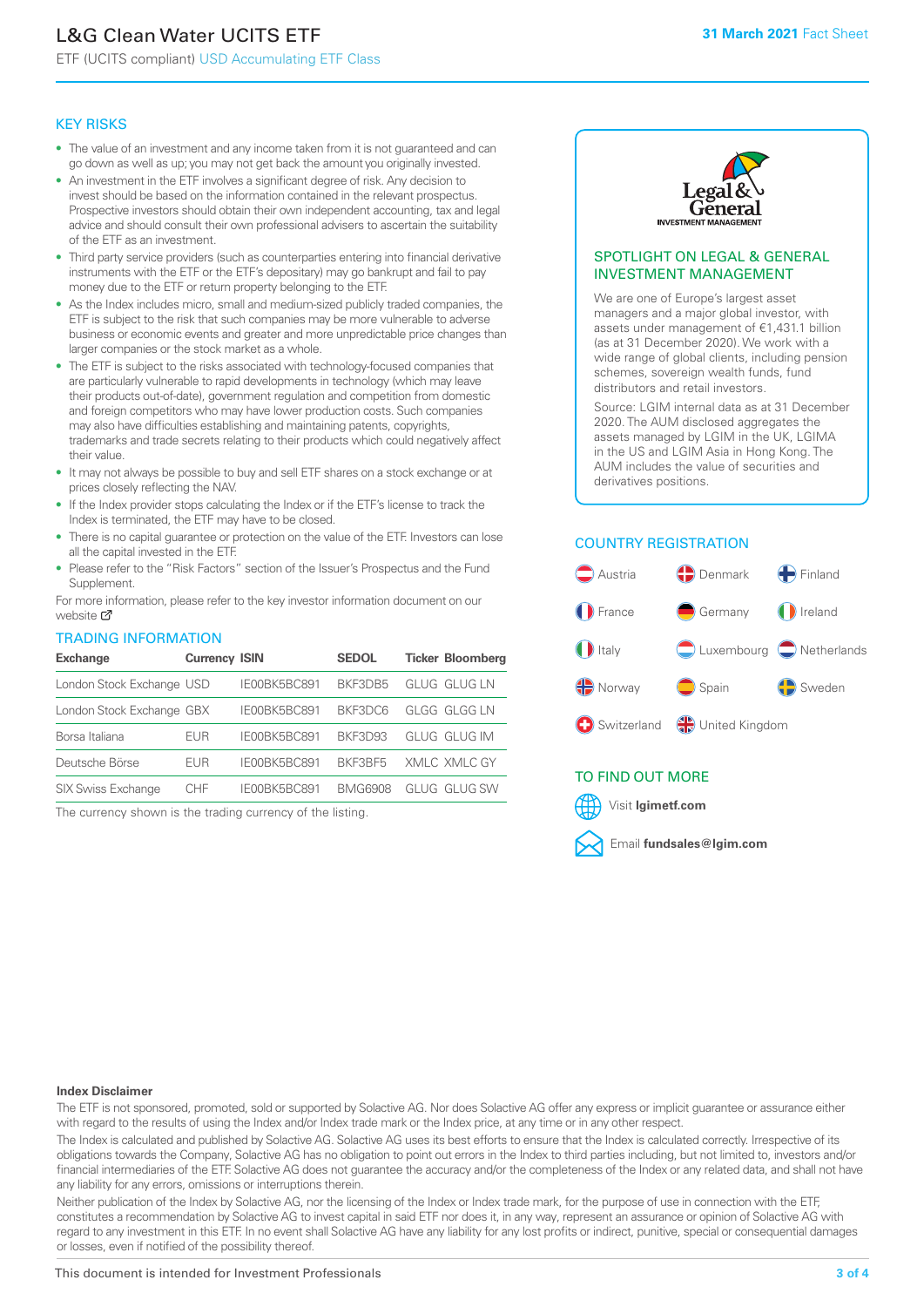# L&G Clean Water UCITS ETF

ETF (UCITS compliant) USD Accumulating ETF Class

31 March 2021 Fact Sheet

## KEY RISKS

- The value of an investment and any income taken from it is not guaranteed and can go down as well as up; you may not get back the amount you originally invested.
- An investment in the ETF involves a significant degree of risk. Any decision to invest should be based on the information contained in the relevant prospectus. Prospective investors should obtain their own independent accounting, tax and legal advice and should consult their own professional advisers to ascertain the suitability of the ETF as an investment.
- Third party service providers (such as counterparties entering into financial derivative instruments with the ETF or the ETF's depositary) may go bankrupt and fail to pay money due to the ETF or return property belonging to the ETF.
- As the Index includes micro, small and medium-sized publicly traded companies, the ETF is subject to the risk that such companies may be more vulnerable to adverse business or economic events and greater and more unpredictable price changes than larger companies or the stock market as a whole.
- The ETF is subject to the risks associated with technology-focused companies that are particularly vulnerable to rapid developments in technology (which may leave their products out-of-date), government regulation and competition from domestic and foreign competitors who may have lower production costs. Such companies may also have difficulties establishing and maintaining patents, copyrights, trademarks and trade secrets relating to their products which could negatively affect their value.
- It may not always be possible to buy and sell ETF shares on a stock exchange or at prices closely reflecting the NAV.
- If the Index provider stops calculating the Index or if the ETF's license to track the Index is terminated, the ETF may have to be closed.
- There is no capital guarantee or protection on the value of the ETF. Investors can lose all the capital invested in the ETF.
- Please refer to the "Risk Factors" section of the Issuer's Prospectus and the Fund Supplement.

For more information, please refer to the key investor information document on our website

## TRADING INFORMATION

| Exchange | Currency | ISIN | SEDOL | Ticker | Bloomberg |
|---|---|---|---|---|---|
| London Stock Exchange | USD | IE00BK5BC891 | BKF3DB5 | GLUG | GLUG LN |
| London Stock Exchange | GBX | IE00BK5BC891 | BKF3DC6 | GLGG | GLGG LN |
| Borsa Italiana | EUR | IE00BK5BC891 | BKF3D93 | GLUG | GLUG IM |
| Deutsche Börse | EUR | IE00BK5BC891 | BKF3BF5 | XMLC | XMLC GY |
| SIX Swiss Exchange | CHF | IE00BK5BC891 | BMG6908 | GLUG | GLUG SW |

The currency shown is the trading currency of the listing.

## SPOTLIGHT ON LEGAL & GENERAL INVESTMENT MANAGEMENT

We are one of Europe's largest asset managers and a major global investor, with assets under management of €1,431.1 billion (as at 31 December 2020). We work with a wide range of global clients, including pension schemes, sovereign wealth funds, fund distributors and retail investors.

Source: LGIM internal data as at 31 December 2020. The AUM disclosed aggregates the assets managed by LGIM in the UK, LGIMA in the US and LGIM Asia in Hong Kong. The AUM includes the value of securities and derivatives positions.

## COUNTRY REGISTRATION

Austria, Denmark, Finland, France, Germany, Ireland, Italy, Luxembourg, Netherlands, Norway, Spain, Sweden, Switzerland, United Kingdom

## TO FIND OUT MORE

Visit **lgimetf.com**

Email **fundsales@lgim.com**

**Index Disclaimer**

The ETF is not sponsored, promoted, sold or supported by Solactive AG. Nor does Solactive AG offer any express or implicit guarantee or assurance either with regard to the results of using the Index and/or Index trade mark or the Index price, at any time or in any other respect.

The Index is calculated and published by Solactive AG. Solactive AG uses its best efforts to ensure that the Index is calculated correctly. Irrespective of its obligations towards the Company, Solactive AG has no obligation to point out errors in the Index to third parties including, but not limited to, investors and/or financial intermediaries of the ETF. Solactive AG does not guarantee the accuracy and/or the completeness of the Index or any related data, and shall not have any liability for any errors, omissions or interruptions therein.

Neither publication of the Index by Solactive AG, nor the licensing of the Index or Index trade mark, for the purpose of use in connection with the ETF, constitutes a recommendation by Solactive AG to invest capital in said ETF nor does it, in any way, represent an assurance or opinion of Solactive AG with regard to any investment in this ETF. In no event shall Solactive AG have any liability for any lost profits or indirect, punitive, special or consequential damages or losses, even if notified of the possibility thereof.

This document is intended for Investment Professionals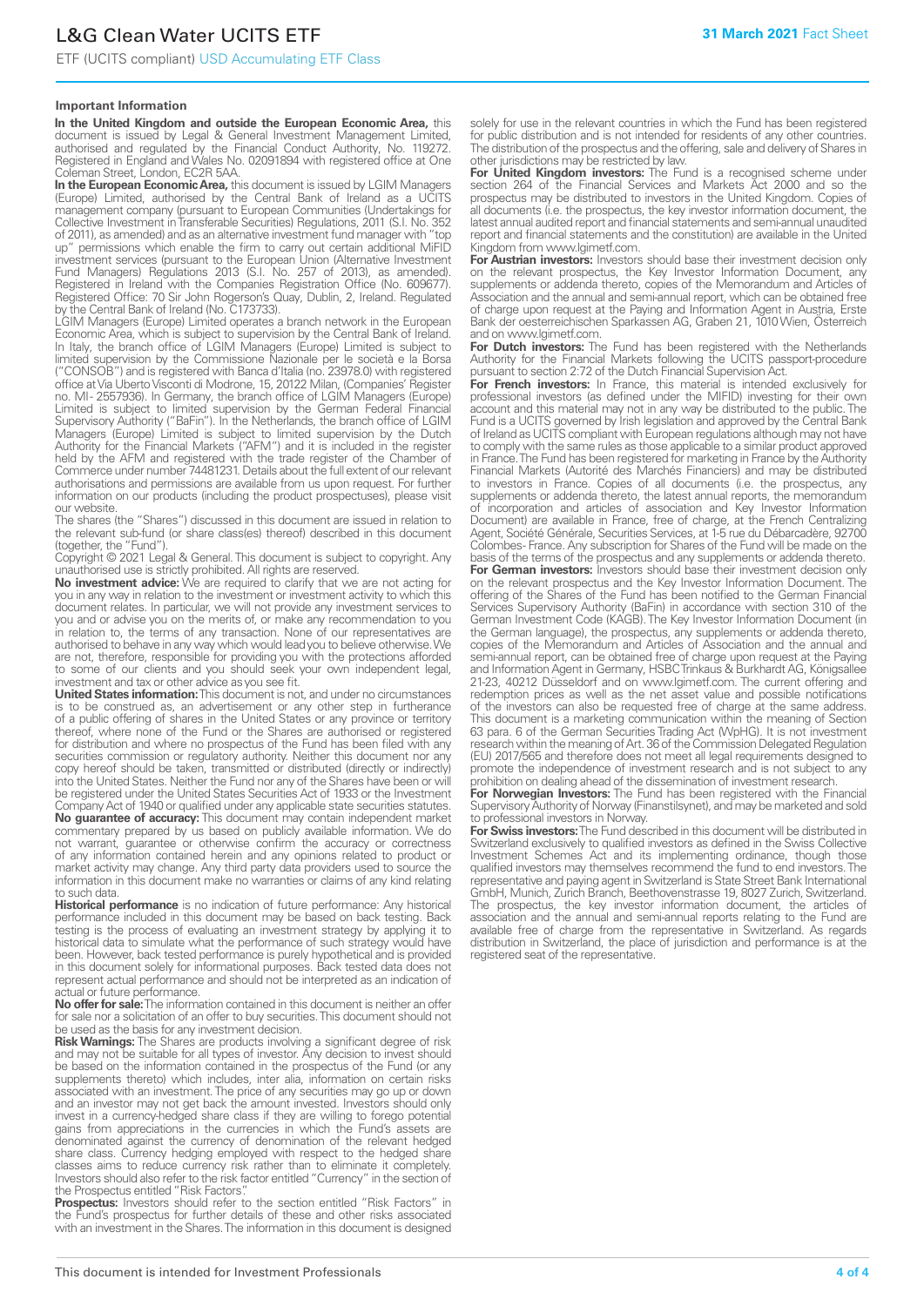### Important Information

**In the United Kingdom and outside the European Economic Area,** this document is issued by Legal & General Investment Management Limited, authorised and regulated by the Financial Conduct Authority, No. 119272. Registered in England and Wales No. 02091894 with registered office at One Coleman Street, London, EC2R 5AA.

**In the European Economic Area,** this document is issued by LGIM Managers (Europe) Limited, authorised by the Central Bank of Ireland as a UCITS management company (pursuant to European Communities (Undertakings for Collective Investment in Transferable Securities) Regulations, 2011 (S.I. No. 352 of 2011), as amended) and as an alternative investment fund manager with "top up" permissions which enable the firm to carry out certain additional MiFID investment services (pursuant to the European Union (Alternative Investment Fund Managers) Regulations 2013 (S.I. No. 257 of 2013), as amended). Registered in Ireland with the Companies Registration Office (No. 609677). Registered Office: 70 Sir John Rogerson's Quay, Dublin, 2, Ireland. Regulated by the Central Bank of Ireland (No. C173733).

LGIM Managers (Europe) Limited operates a branch network in the European Economic Area, which is subject to supervision by the Central Bank of Ireland. In Italy, the branch office of LGIM Managers (Europe) Limited is subject to limited supervision by the Commissione Nazionale per le società e la Borsa ("CONSOB") and is registered with Banca d'Italia (no. 23978.0) with registered office at Via Uberto Visconti di Modrone, 15, 20122 Milan, (Companies' Register no. MI - 2557936). In Germany, the branch office of LGIM Managers (Europe) Limited is subject to limited supervision by the German Federal Financial Supervisory Authority ("BaFin"). In the Netherlands, the branch office of LGIM Managers (Europe) Limited is subject to limited supervision by the Dutch Authority for the Financial Markets ("AFM") and it is included in the register held by the AFM and registered with the trade register of the Chamber of Commerce under number 74481231. Details about the full extent of our relevant authorisations and permissions are available from us upon request. For further information on our products (including the product prospectuses), please visit our website.

The shares (the "Shares") discussed in this document are issued in relation to the relevant sub-fund (or share class(es) thereof) described in this document (together, the "Fund").

Copyright © 2021 Legal & General. This document is subject to copyright. Any unauthorised use is strictly prohibited. All rights are reserved.

**No investment advice:** We are required to clarify that we are not acting for you in any way in relation to the investment or investment activity to which this document relates. In particular, we will not provide any investment services to you and or advise you on the merits of, or make any recommendation to you in relation to, the terms of any transaction. None of our representatives are authorised to behave in any way which would lead you to believe otherwise. We are not, therefore, responsible for providing you with the protections afforded to some of our clients and you should seek your own independent legal, investment and tax or other advice as you see fit.

**United States information:** This document is not, and under no circumstances is to be construed as, an advertisement or any other step in furtherance of a public offering of shares in the United States or any province or territory thereof, where none of the Fund or the Shares are authorised or registered for distribution and where no prospectus of the Fund has been filed with any securities commission or regulatory authority. Neither this document nor any copy hereof should be taken, transmitted or distributed (directly or indirectly) into the United States. Neither the Fund nor any of the Shares have been or will be registered under the United States Securities Act of 1933 or the Investment Company Act of 1940 or qualified under any applicable state securities statutes.

**No guarantee of accuracy:** This document may contain independent market commentary prepared by us based on publicly available information. We do not warrant, guarantee or otherwise confirm the accuracy or correctness of any information contained herein and any opinions related to product or market activity may change. Any third party data providers used to source the information in this document make no warranties or claims of any kind relating to such data.

**Historical performance** is no indication of future performance: Any historical performance included in this document may be based on back testing. Back testing is the process of evaluating an investment strategy by applying it to historical data to simulate what the performance of such strategy would have been. However, back tested performance is purely hypothetical and is provided in this document solely for informational purposes. Back tested data does not represent actual performance and should not be interpreted as an indication of actual or future performance.

**No offer for sale:** The information contained in this document is neither an offer for sale nor a solicitation of an offer to buy securities. This document should not be used as the basis for any investment decision.

**Risk Warnings:** The Shares are products involving a significant degree of risk and may not be suitable for all types of investor. Any decision to invest should be based on the information contained in the prospectus of the Fund (or any supplements thereto) which includes, inter alia, information on certain risks associated with an investment. The price of any securities may go up or down and an investor may not get back the amount invested. Investors should only invest in a currency-hedged share class if they are willing to forego potential gains from appreciations in the currencies in which the Fund's assets are denominated against the currency of denomination of the relevant hedged share class. Currency hedging employed with respect to the hedged share classes aims to reduce currency risk rather than to eliminate it completely. Investors should also refer to the risk factor entitled "Currency" in the section of the Prospectus entitled "Risk Factors".

**Prospectus:** Investors should refer to the section entitled "Risk Factors" in the Fund's prospectus for further details of these and other risks associated with an investment in the Shares. The information in this document is designed solely for use in the relevant countries in which the Fund has been registered for public distribution and is not intended for residents of any other countries. The distribution of the prospectus and the offering, sale and delivery of Shares in other jurisdictions may be restricted by law.

**For United Kingdom investors:** The Fund is a recognised scheme under section 264 of the Financial Services and Markets Act 2000 and so the prospectus may be distributed to investors in the United Kingdom. Copies of all documents (i.e. the prospectus, the key investor information document, the latest annual audited report and financial statements and semi-annual unaudited report and financial statements and the constitution) are available in the United Kingdom from www.lgimetf.com.

**For Austrian investors:** Investors should base their investment decision only on the relevant prospectus, the Key Investor Information Document, any supplements or addenda thereto, copies of the Memorandum and Articles of Association and the annual and semi-annual report, which can be obtained free of charge upon request at the Paying and Information Agent in Austria, Erste Bank der oesterreichischen Sparkassen AG, Graben 21, 1010 Wien, Österreich and on www.lgimetf.com.

**For Dutch investors:** The Fund has been registered with the Netherlands Authority for the Financial Markets following the UCITS passport-procedure pursuant to section 2:72 of the Dutch Financial Supervision Act.

**For French investors:** In France, this material is intended exclusively for professional investors (as defined under the MIFID) investing for their own account and this material may not in any way be distributed to the public. The Fund is a UCITS governed by Irish legislation and approved by the Central Bank of Ireland as UCITS compliant with European regulations although may not have to comply with the same rules as those applicable to a similar product approved in France. The Fund has been registered for marketing in France by the Authority Financial Markets (Autorité des Marchés Financiers) and may be distributed to investors in France. Copies of all documents (i.e. the prospectus, any supplements or addenda thereto, the latest annual reports, the memorandum of incorporation and articles of association and Key Investor Information Document) are available in France, free of charge, at the French Centralizing Agent, Société Générale, Securities Services, at 1-5 rue du Débarcadère, 92700 Colombes- France. Any subscription for Shares of the Fund will be made on the basis of the terms of the prospectus and any supplements or addenda thereto.

**For German investors:** Investors should base their investment decision only on the relevant prospectus and the Key Investor Information Document. The offering of the Shares of the Fund has been notified to the German Financial Services Supervisory Authority (BaFin) in accordance with section 310 of the German Investment Code (KAGB). The Key Investor Information Document (in the German language), the prospectus, any supplements or addenda thereto, copies of the Memorandum and Articles of Association and the annual and semi-annual report, can be obtained free of charge upon request at the Paying and Information Agent in Germany, HSBC Trinkaus & Burkhardt AG, Königsallee 21-23, 40212 Düsseldorf and on www.lgimetf.com. The current offering and redemption prices as well as the net asset value and possible notifications of the investors can also be requested free of charge at the same address. This document is a marketing communication within the meaning of Section 63 para. 6 of the German Securities Trading Act (WpHG). It is not investment research within the meaning of Art. 36 of the Commission Delegated Regulation (EU) 2017/565 and therefore does not meet all legal requirements designed to promote the independence of investment research and is not subject to any prohibition on dealing ahead of the dissemination of investment research.

**For Norwegian Investors:** The Fund has been registered with the Financial Supervisory Authority of Norway (Finanstilsynet), and may be marketed and sold to professional investors in Norway.

**For Swiss investors:** The Fund described in this document will be distributed in Switzerland exclusively to qualified investors as defined in the Swiss Collective Investment Schemes Act and its implementing ordinance, though those qualified investors may themselves recommend the fund to end investors. The representative and paying agent in Switzerland is State Street Bank International GmbH, Munich, Zurich Branch, Beethovenstrasse 19, 8027 Zurich, Switzerland. The prospectus, the key investor information document, the articles of association and the annual and semi-annual reports relating to the Fund are available free of charge from the representative in Switzerland. As regards distribution in Switzerland, the place of jurisdiction and performance is at the registered seat of the representative.